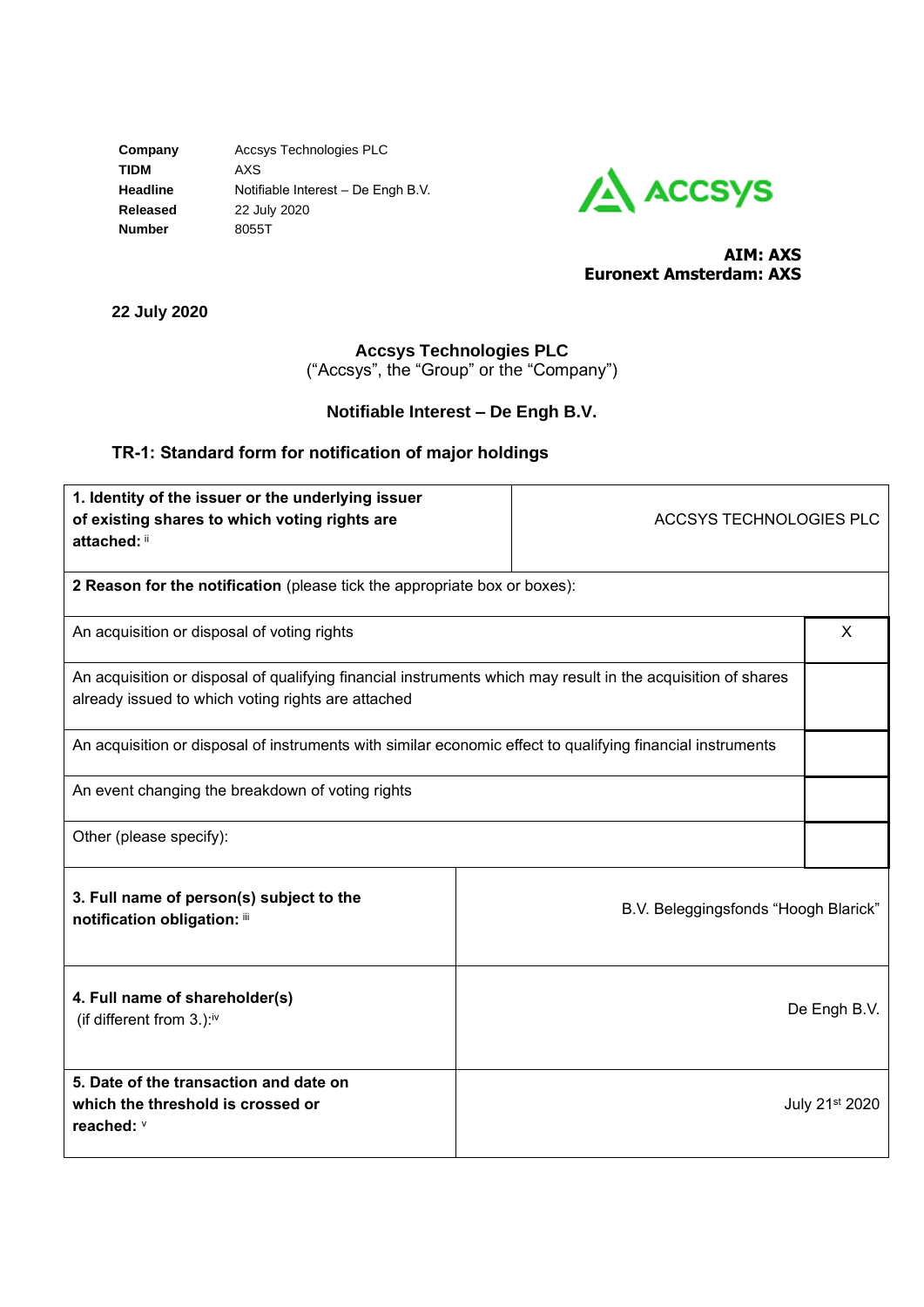| | |
|---|---|
| **Company** | Accsys Technologies PLC |
| **TIDM** | AXS |
| **Headline** | Notifiable Interest – De Engh B.V. |
| **Released** | 22 July 2020 |
| **Number** | 8055T |

**AIM: AXS**
**Euronext Amsterdam: AXS**

**22 July 2020**

**Accsys Technologies PLC**
("Accsys", the "Group" or the "Company")

**Notifiable Interest – De Engh B.V.**

## TR-1: Standard form for notification of major holdings

| **1. Identity of the issuer or the underlying issuer of existing shares to which voting rights are attached:** [ii] | ACCSYS TECHNOLOGIES PLC |
|---|---|
| **2 Reason for the notification** (please tick the appropriate box or boxes): | |
| An acquisition or disposal of voting rights | X |
| An acquisition or disposal of qualifying financial instruments which may result in the acquisition of shares already issued to which voting rights are attached | |
| An acquisition or disposal of instruments with similar economic effect to qualifying financial instruments | |
| An event changing the breakdown of voting rights | |
| Other (please specify): | |
| **3. Full name of person(s) subject to the notification obligation:** [iii] | B.V. Beleggingsfonds "Hoogh Blarick" |
| **4. Full name of shareholder(s)** (if different from 3.):[iv] | De Engh B.V. |
| **5. Date of the transaction and date on which the threshold is crossed or reached:** [v] | July 21st 2020 |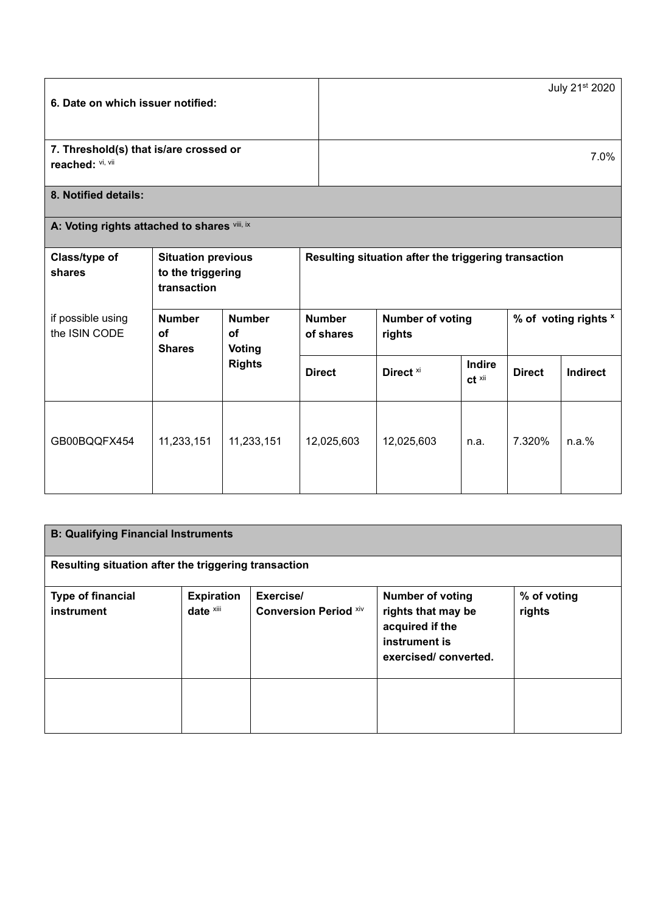| 6. Date on which issuer notified: | July 21st 2020 |
|---|---|
| 7. Threshold(s) that is/are crossed or reached: vi, vii | 7.0% |

**8. Notified details:**

**A: Voting rights attached to shares viii, ix**

| Class/type of shares | Situation previous to the triggering transaction | | Resulting situation after the triggering transaction | | | | |
|---|---|---|---|---|---|---|---|
| if possible using the ISIN CODE | Number of Shares | Number of Voting Rights | Number of shares | Number of voting rights | | % of voting rights x | |
| | | | Direct | Direct xi | Indirect xii | Direct | Indirect |
| GB00BQQFX454 | 11,233,151 | 11,233,151 | 12,025,603 | 12,025,603 | n.a. | 7.320% | n.a.% |

**B: Qualifying Financial Instruments**

Resulting situation after the triggering transaction

| Type of financial instrument | Expiration date xiii | Exercise/ Conversion Period xiv | Number of voting rights that may be acquired if the instrument is exercised/ converted. | % of voting rights |
|---|---|---|---|---|
| | | | | |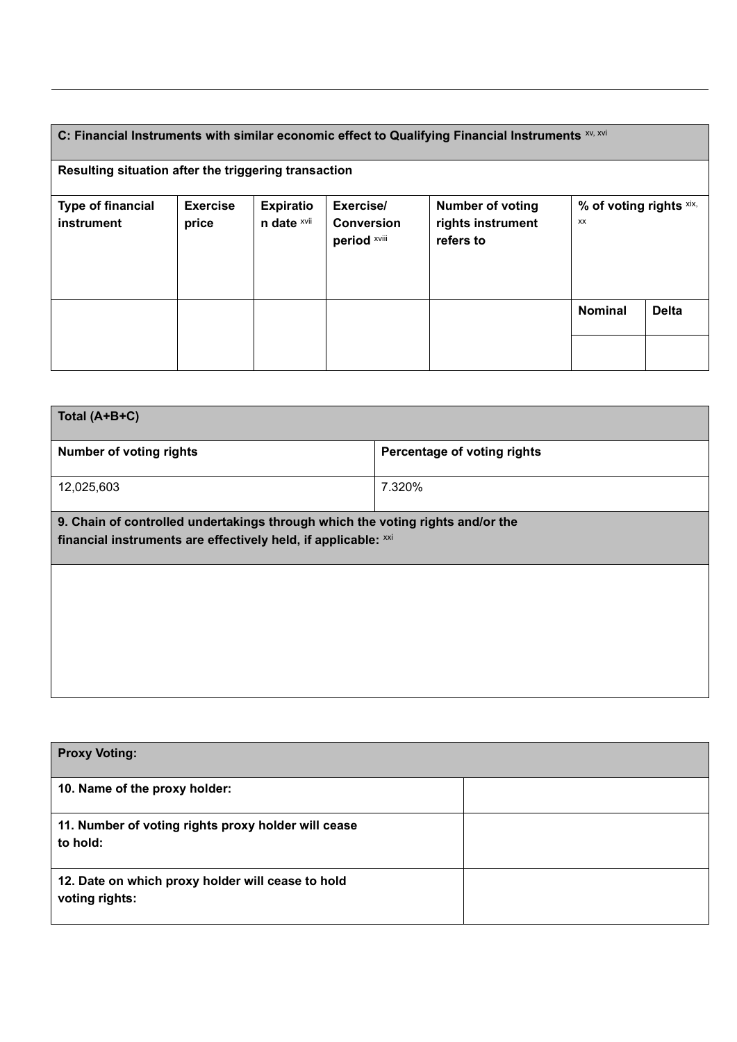| C: Financial Instruments with similar economic effect to Qualifying Financial Instruments [xv, xvi] | | | | | | |
|---|---|---|---|---|---|---|
| **Resulting situation after the triggering transaction** | | | | | | |
| **Type of financial instrument** | **Exercise price** | **Expiration date** [xvii] | **Exercise/ Conversion period** [xviii] | **Number of voting rights instrument refers to** | **% of voting rights** [xix, xx] | |
| | | | | | **Nominal** | **Delta** |
| | | | | | | |

| Total (A+B+C) | |
|---|---|
| **Number of voting rights** | **Percentage of voting rights** |
| 12,025,603 | 7.320% |

| 9. Chain of controlled undertakings through which the voting rights and/or the financial instruments are effectively held, if applicable: [xxi] |
|---|
| |

| Proxy Voting: | |
|---|---|
| **10. Name of the proxy holder:** | |
| **11. Number of voting rights proxy holder will cease to hold:** | |
| **12. Date on which proxy holder will cease to hold voting rights:** | |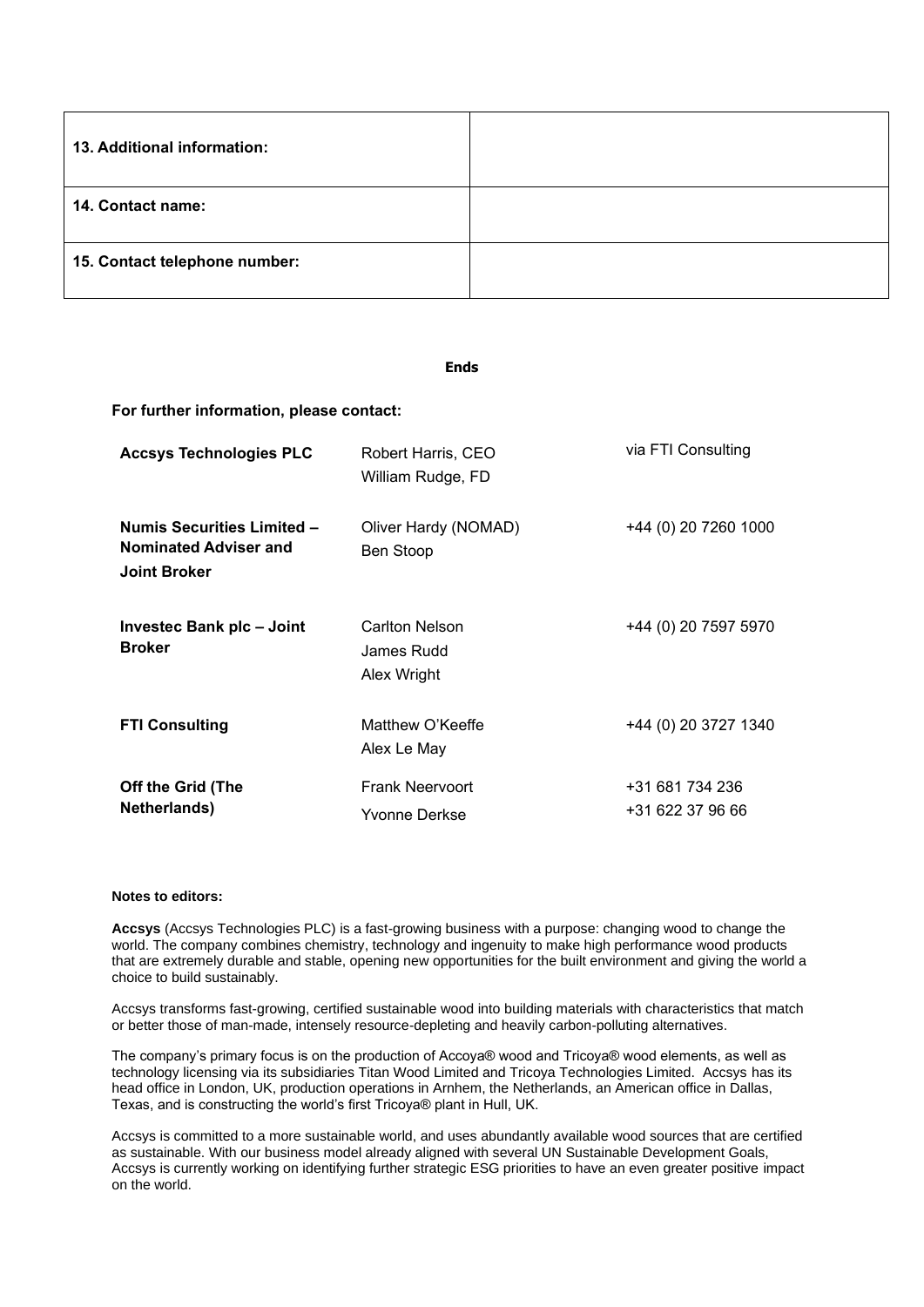| 13. Additional information: | |
| --- | --- |
| 14. Contact name: | |
| 15. Contact telephone number: | |

**Ends**

**For further information, please contact:**

| | | |
| --- | --- | --- |
| **Accsys Technologies PLC** | Robert Harris, CEO<br>William Rudge, FD | via FTI Consulting |
| **Numis Securities Limited – Nominated Adviser and Joint Broker** | Oliver Hardy (NOMAD)<br>Ben Stoop | +44 (0) 20 7260 1000 |
| **Investec Bank plc – Joint Broker** | Carlton Nelson<br>James Rudd<br>Alex Wright | +44 (0) 20 7597 5970 |
| **FTI Consulting** | Matthew O'Keeffe<br>Alex Le May | +44 (0) 20 3727 1340 |
| **Off the Grid (The Netherlands)** | Frank Neervoort<br>Yvonne Derkse | +31 681 734 236<br>+31 622 37 96 66 |

**Notes to editors:**

**Accsys** (Accsys Technologies PLC) is a fast-growing business with a purpose: changing wood to change the world. The company combines chemistry, technology and ingenuity to make high performance wood products that are extremely durable and stable, opening new opportunities for the built environment and giving the world a choice to build sustainably.

Accsys transforms fast-growing, certified sustainable wood into building materials with characteristics that match or better those of man-made, intensely resource-depleting and heavily carbon-polluting alternatives.

The company's primary focus is on the production of Accoya® wood and Tricoya® wood elements, as well as technology licensing via its subsidiaries Titan Wood Limited and Tricoya Technologies Limited. Accsys has its head office in London, UK, production operations in Arnhem, the Netherlands, an American office in Dallas, Texas, and is constructing the world's first Tricoya® plant in Hull, UK.

Accsys is committed to a more sustainable world, and uses abundantly available wood sources that are certified as sustainable. With our business model already aligned with several UN Sustainable Development Goals, Accsys is currently working on identifying further strategic ESG priorities to have an even greater positive impact on the world.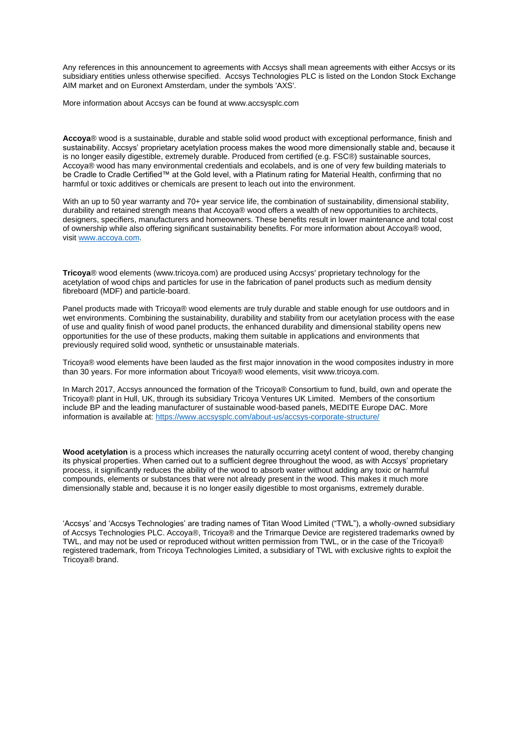Any references in this announcement to agreements with Accsys shall mean agreements with either Accsys or its subsidiary entities unless otherwise specified. Accsys Technologies PLC is listed on the London Stock Exchange AIM market and on Euronext Amsterdam, under the symbols 'AXS'.

More information about Accsys can be found at www.accsysplc.com

**Accoya**® wood is a sustainable, durable and stable solid wood product with exceptional performance, finish and sustainability. Accsys' proprietary acetylation process makes the wood more dimensionally stable and, because it is no longer easily digestible, extremely durable. Produced from certified (e.g. FSC®) sustainable sources, Accoya® wood has many environmental credentials and ecolabels, and is one of very few building materials to be Cradle to Cradle Certified™ at the Gold level, with a Platinum rating for Material Health, confirming that no harmful or toxic additives or chemicals are present to leach out into the environment.

With an up to 50 year warranty and 70+ year service life, the combination of sustainability, dimensional stability, durability and retained strength means that Accoya® wood offers a wealth of new opportunities to architects, designers, specifiers, manufacturers and homeowners. These benefits result in lower maintenance and total cost of ownership while also offering significant sustainability benefits. For more information about Accoya® wood, visit [www.accoya.com](www.accoya.com).

**Tricoya**® wood elements (www.tricoya.com) are produced using Accsys' proprietary technology for the acetylation of wood chips and particles for use in the fabrication of panel products such as medium density fibreboard (MDF) and particle-board.

Panel products made with Tricoya® wood elements are truly durable and stable enough for use outdoors and in wet environments. Combining the sustainability, durability and stability from our acetylation process with the ease of use and quality finish of wood panel products, the enhanced durability and dimensional stability opens new opportunities for the use of these products, making them suitable in applications and environments that previously required solid wood, synthetic or unsustainable materials.

Tricoya® wood elements have been lauded as the first major innovation in the wood composites industry in more than 30 years. For more information about Tricoya® wood elements, visit www.tricoya.com.

In March 2017, Accsys announced the formation of the Tricoya® Consortium to fund, build, own and operate the Tricoya® plant in Hull, UK, through its subsidiary Tricoya Ventures UK Limited. Members of the consortium include BP and the leading manufacturer of sustainable wood-based panels, MEDITE Europe DAC. More information is available at: <https://www.accsysplc.com/about-us/accsys-corporate-structure/>

**Wood acetylation** is a process which increases the naturally occurring acetyl content of wood, thereby changing its physical properties. When carried out to a sufficient degree throughout the wood, as with Accsys' proprietary process, it significantly reduces the ability of the wood to absorb water without adding any toxic or harmful compounds, elements or substances that were not already present in the wood. This makes it much more dimensionally stable and, because it is no longer easily digestible to most organisms, extremely durable.

'Accsys' and 'Accsys Technologies' are trading names of Titan Wood Limited ("TWL"), a wholly-owned subsidiary of Accsys Technologies PLC. Accoya®, Tricoya® and the Trimarque Device are registered trademarks owned by TWL, and may not be used or reproduced without written permission from TWL, or in the case of the Tricoya® registered trademark, from Tricoya Technologies Limited, a subsidiary of TWL with exclusive rights to exploit the Tricoya® brand.